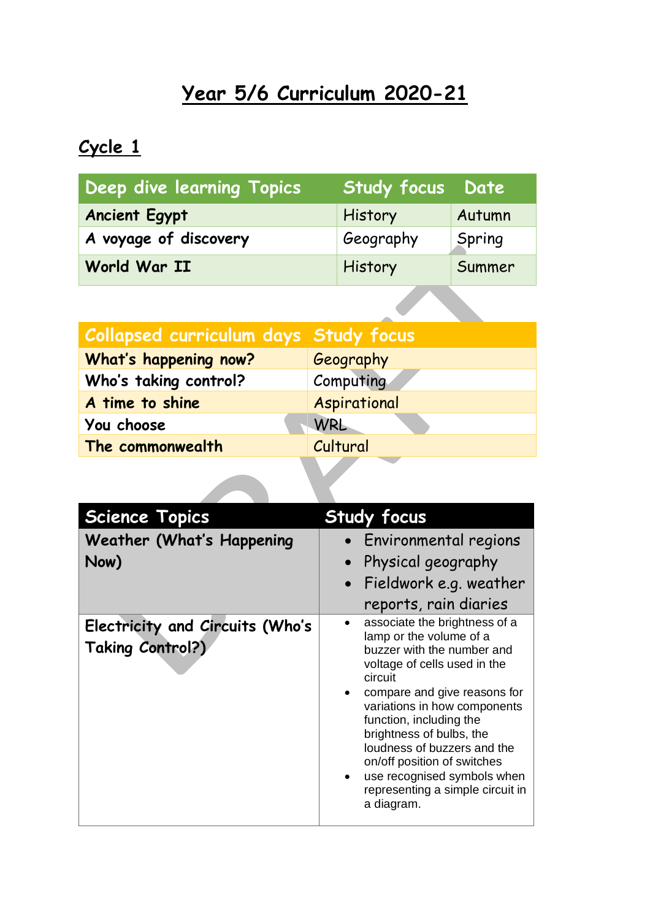# Year 5/6 Curriculum 2020-21

## Cycle 1

| Deep dive learning Topics | Study focus | Date |
|---|---|---|
| Ancient Egypt | History | Autumn |
| A voyage of discovery | Geography | Spring |
| World War II | History | Summer |

| Collapsed curriculum days | Study focus |
|---|---|
| What's happening now? | Geography |
| Who's taking control? | Computing |
| A time to shine | Aspirational |
| You choose | WRL |
| The commonwealth | Cultural |

| Science Topics | Study focus |
|---|---|
| Weather (What's Happening Now) | • Environmental regions<br>• Physical geography<br>• Fieldwork e.g. weather reports, rain diaries |
| Electricity and Circuits (Who's Taking Control?) | • associate the brightness of a lamp or the volume of a buzzer with the number and voltage of cells used in the circuit<br>• compare and give reasons for variations in how components function, including the brightness of bulbs, the loudness of buzzers and the on/off position of switches<br>• use recognised symbols when representing a simple circuit in a diagram. |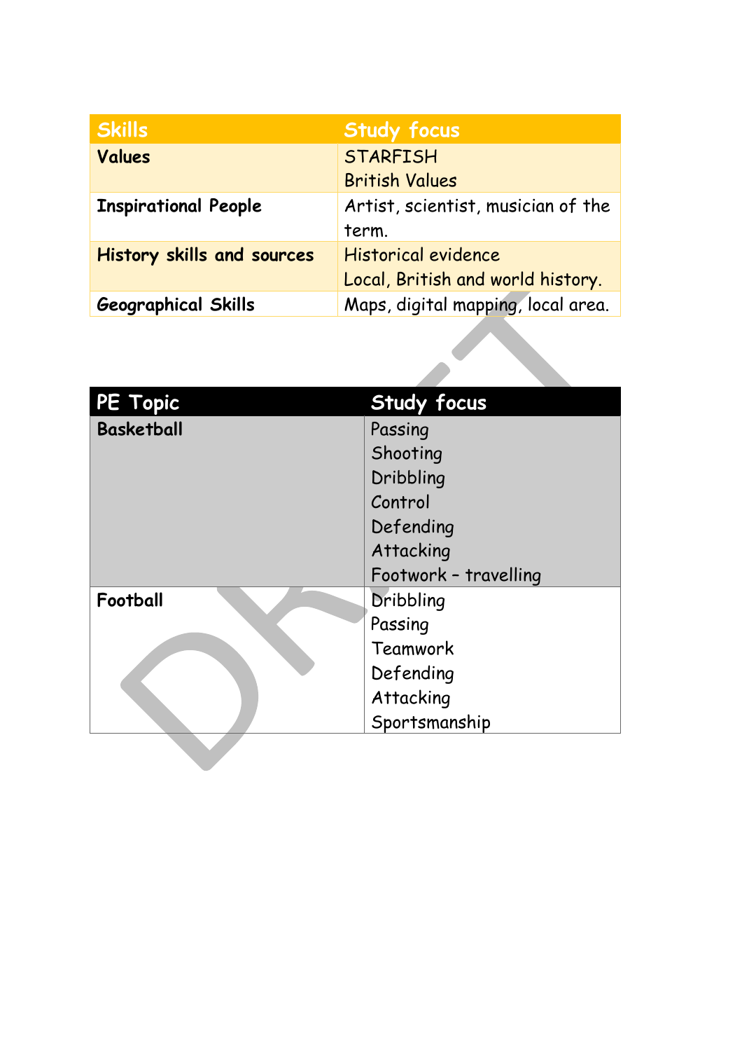| Skills | Study focus |
|---|---|
| **Values** | STARFISH<br>British Values |
| **Inspirational People** | Artist, scientist, musician of the term. |
| **History skills and sources** | Historical evidence<br>Local, British and world history. |
| **Geographical Skills** | Maps, digital mapping, local area. |

| PE Topic | Study focus |
|---|---|
| **Basketball** | Passing<br>Shooting<br>Dribbling<br>Control<br>Defending<br>Attacking<br>Footwork – travelling |
| **Football** | Dribbling<br>Passing<br>Teamwork<br>Defending<br>Attacking<br>Sportsmanship |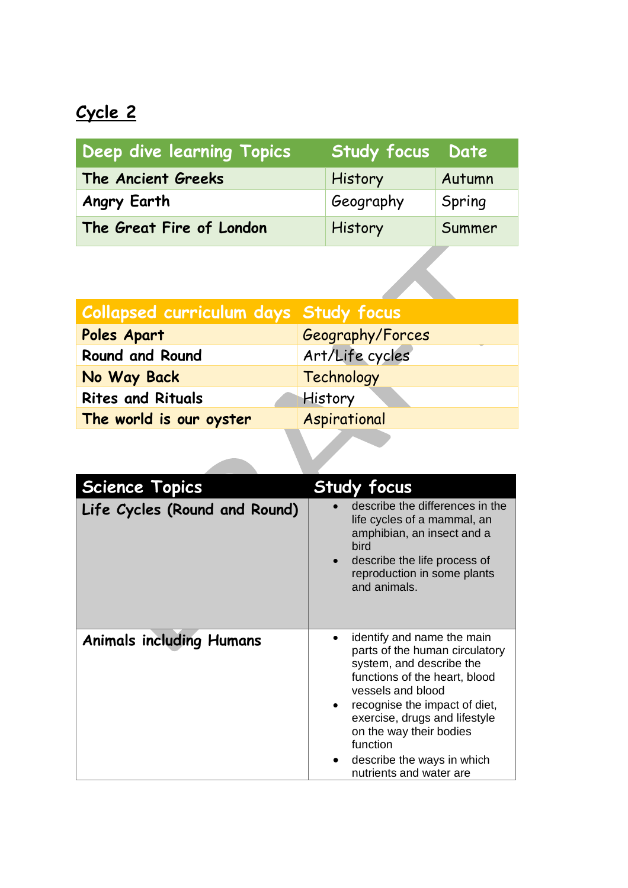## Cycle 2

| Deep dive learning Topics | Study focus | Date |
|---|---|---|
| The Ancient Greeks | History | Autumn |
| Angry Earth | Geography | Spring |
| The Great Fire of London | History | Summer |

| Collapsed curriculum days | Study focus |
|---|---|
| Poles Apart | Geography/Forces |
| Round and Round | Art/Life cycles |
| No Way Back | Technology |
| Rites and Rituals | History |
| The world is our oyster | Aspirational |

| Science Topics | Study focus |
|---|---|
| Life Cycles (Round and Round) | • describe the differences in the life cycles of a mammal, an amphibian, an insect and a bird<br>• describe the life process of reproduction in some plants and animals. |
| Animals including Humans | • identify and name the main parts of the human circulatory system, and describe the functions of the heart, blood vessels and blood<br>• recognise the impact of diet, exercise, drugs and lifestyle on the way their bodies function<br>• describe the ways in which nutrients and water are |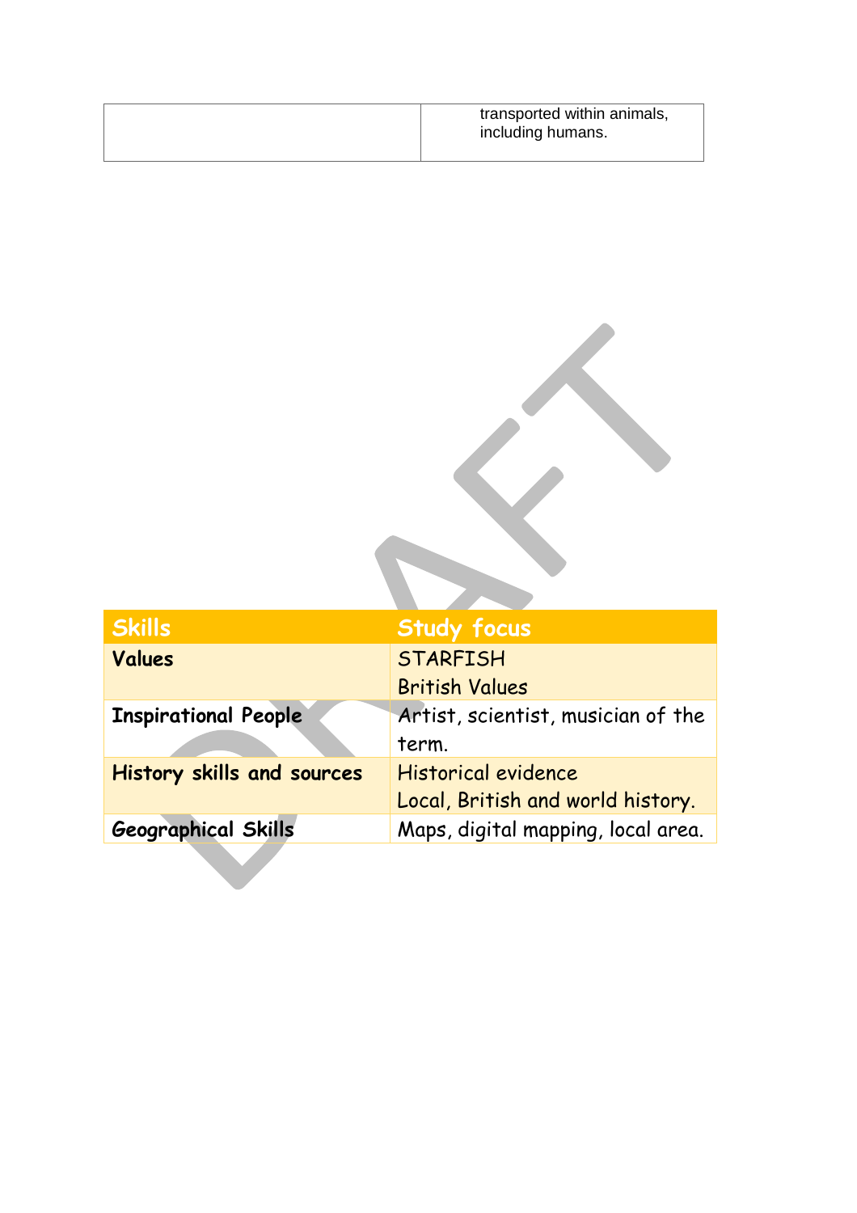| | |
|---|---|
| | transported within animals, including humans. |

| Skills | Study focus |
|---|---|
| **Values** | STARFISH<br>British Values |
| **Inspirational People** | Artist, scientist, musician of the term. |
| **History skills and sources** | Historical evidence<br>Local, British and world history. |
| **Geographical Skills** | Maps, digital mapping, local area. |